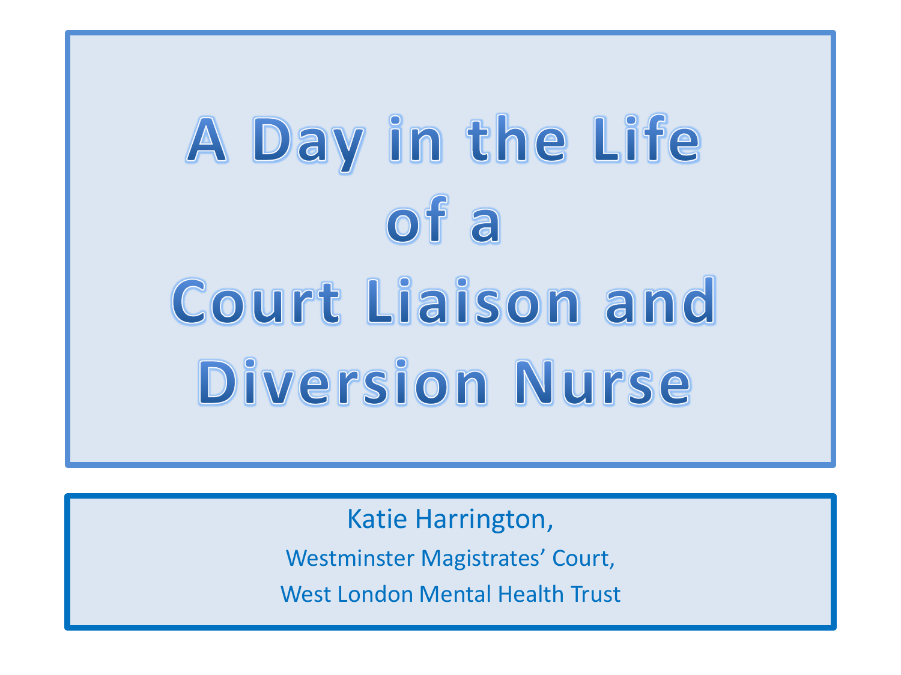# A Day in the Life of a Court Liaison and Diversion Nurse

Katie Harrington,

Westminster Magistrates' Court,

West London Mental Health Trust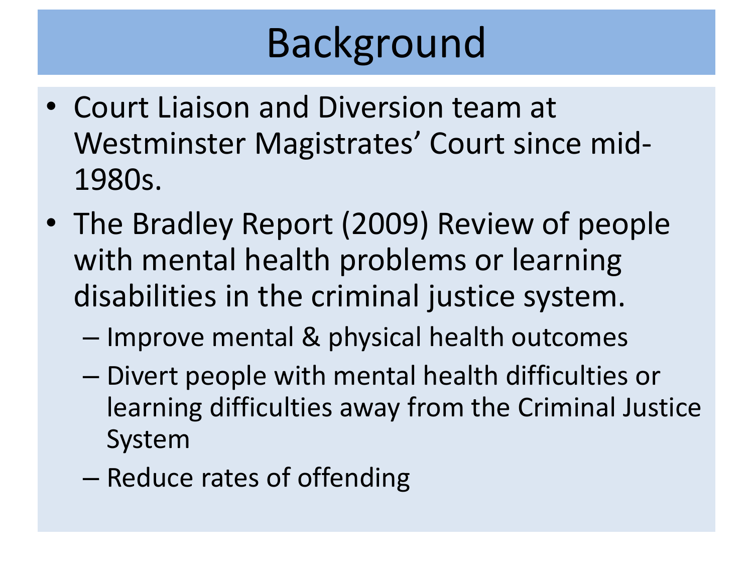# Background

- Court Liaison and Diversion team at Westminster Magistrates' Court since mid-1980s.
- The Bradley Report (2009) Review of people with mental health problems or learning disabilities in the criminal justice system.
  - Improve mental & physical health outcomes
  - Divert people with mental health difficulties or learning difficulties away from the Criminal Justice System
  - Reduce rates of offending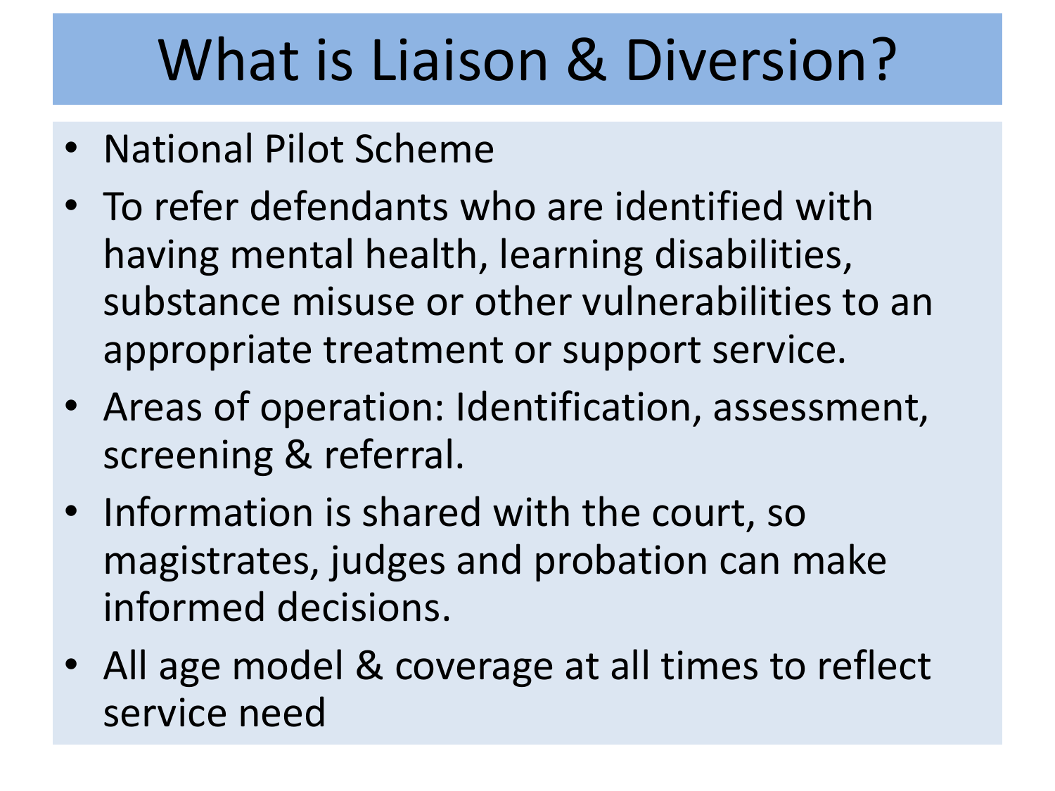# What is Liaison & Diversion?

- National Pilot Scheme
- To refer defendants who are identified with having mental health, learning disabilities, substance misuse or other vulnerabilities to an appropriate treatment or support service.
- Areas of operation: Identification, assessment, screening & referral.
- Information is shared with the court, so magistrates, judges and probation can make informed decisions.
- All age model & coverage at all times to reflect service need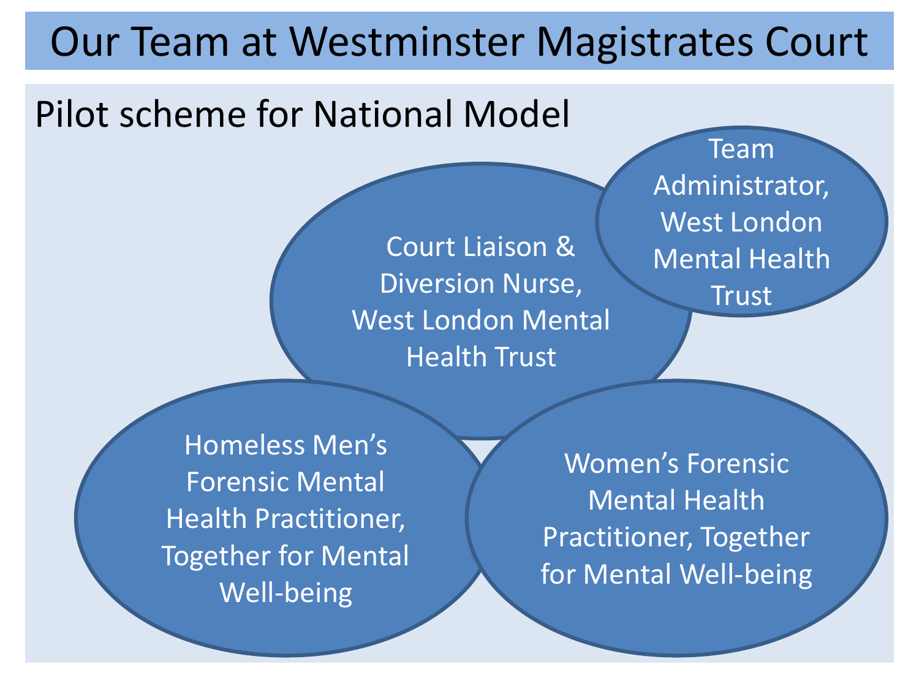# Our Team at Westminster Magistrates Court

## Pilot scheme for National Model

- Court Liaison & Diversion Nurse, West London Mental Health Trust
- Team Administrator, West London Mental Health Trust
- Homeless Men's Forensic Mental Health Practitioner, Together for Mental Well-being
- Women's Forensic Mental Health Practitioner, Together for Mental Well-being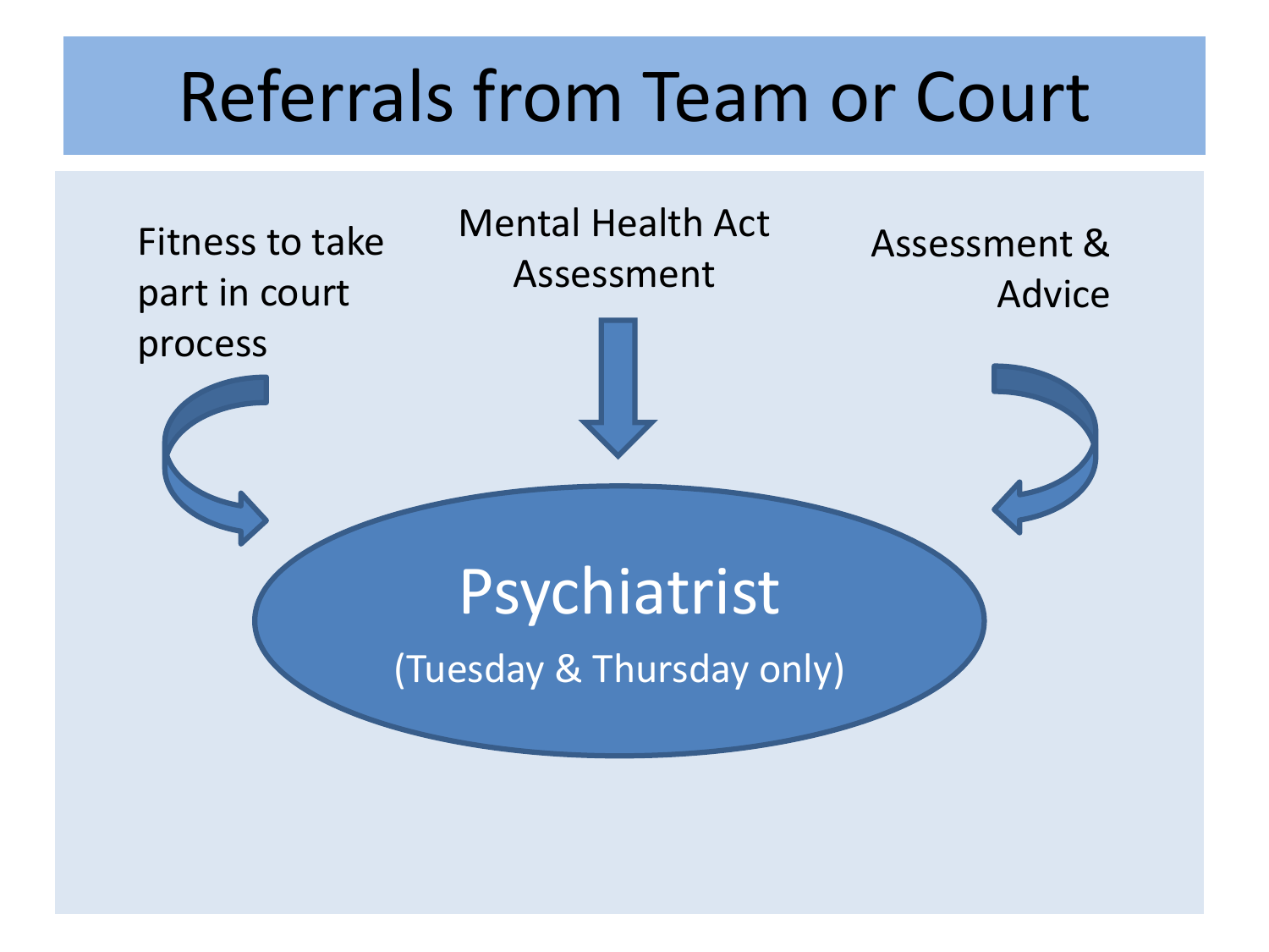# Referrals from Team or Court

Fitness to take part in court process

Mental Health Act Assessment

Assessment & Advice

Psychiatrist

(Tuesday & Thursday only)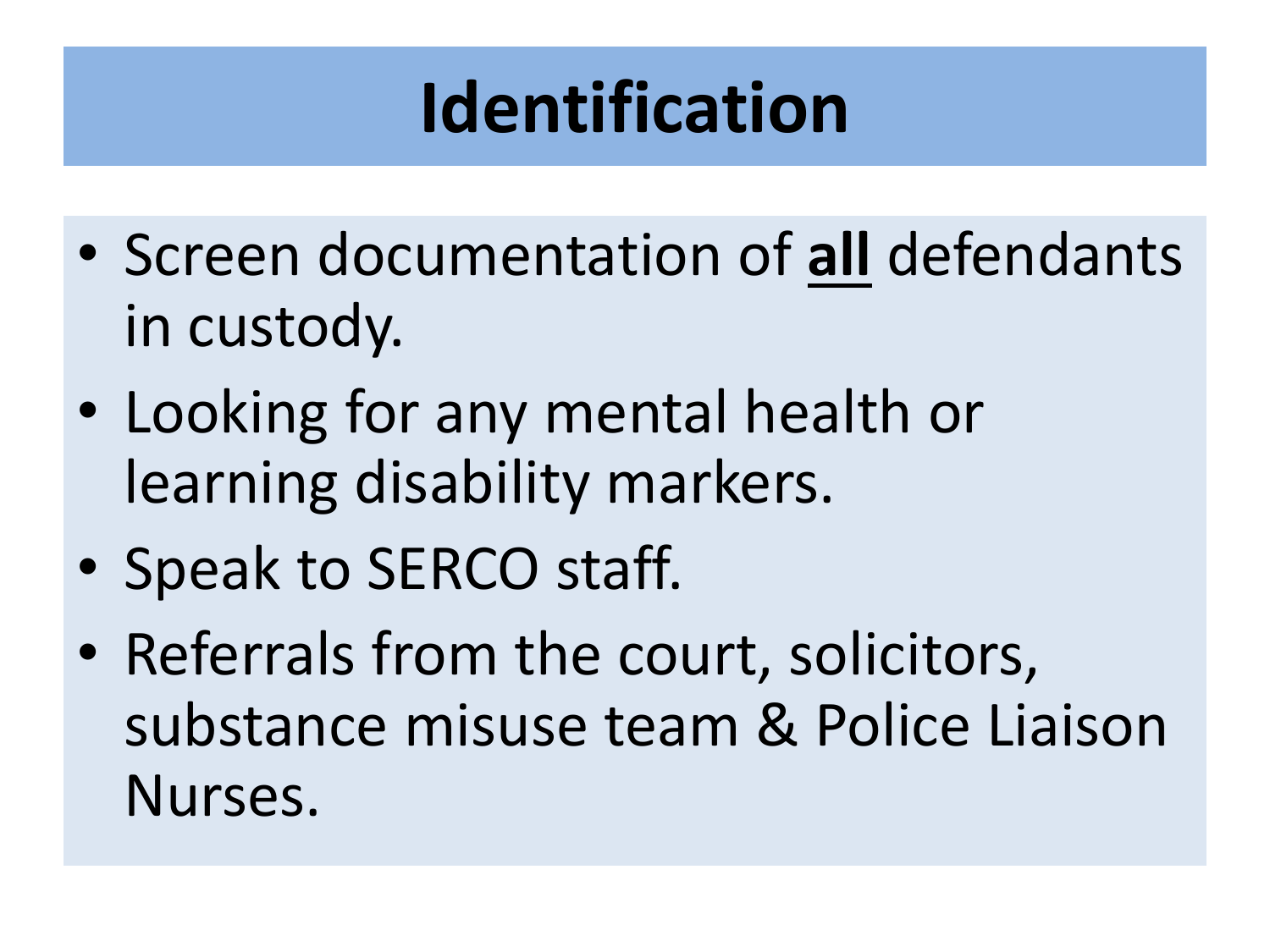# Identification

- Screen documentation of **<u>all</u>** defendants in custody.
- Looking for any mental health or learning disability markers.
- Speak to SERCO staff.
- Referrals from the court, solicitors, substance misuse team & Police Liaison Nurses.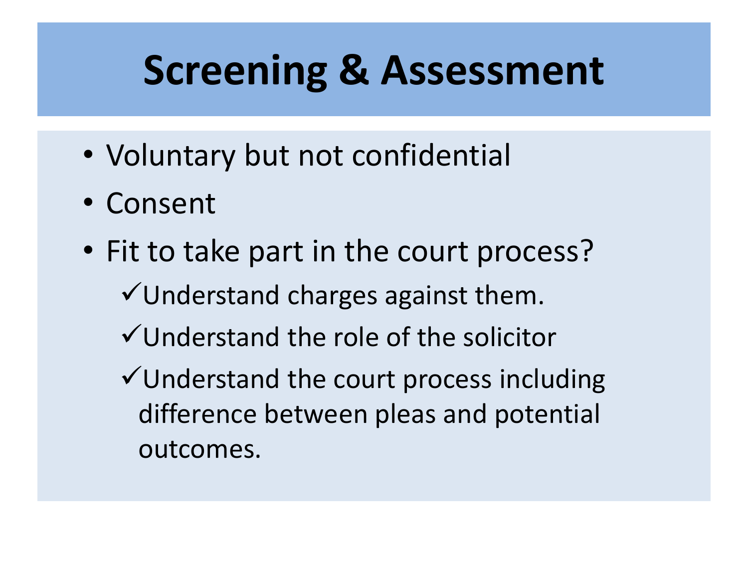# Screening & Assessment

- Voluntary but not confidential
- Consent
- Fit to take part in the court process?
  - ✓Understand charges against them.
  - ✓Understand the role of the solicitor
  - ✓Understand the court process including difference between pleas and potential outcomes.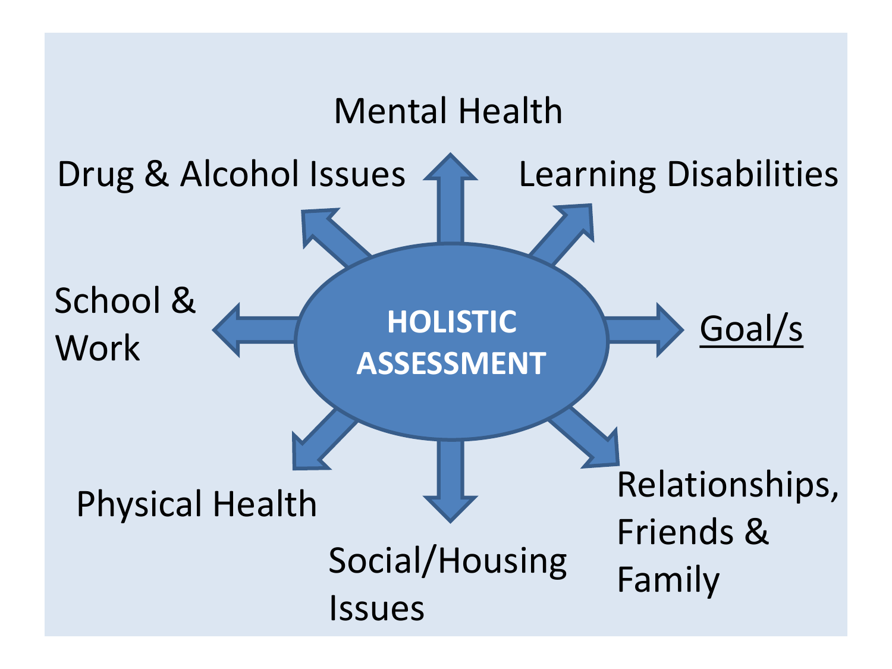**HOLISTIC ASSESSMENT**

- Mental Health
- Learning Disabilities
- Goal/s
- Relationships, Friends & Family
- Social/Housing Issues
- Physical Health
- School & Work
- Drug & Alcohol Issues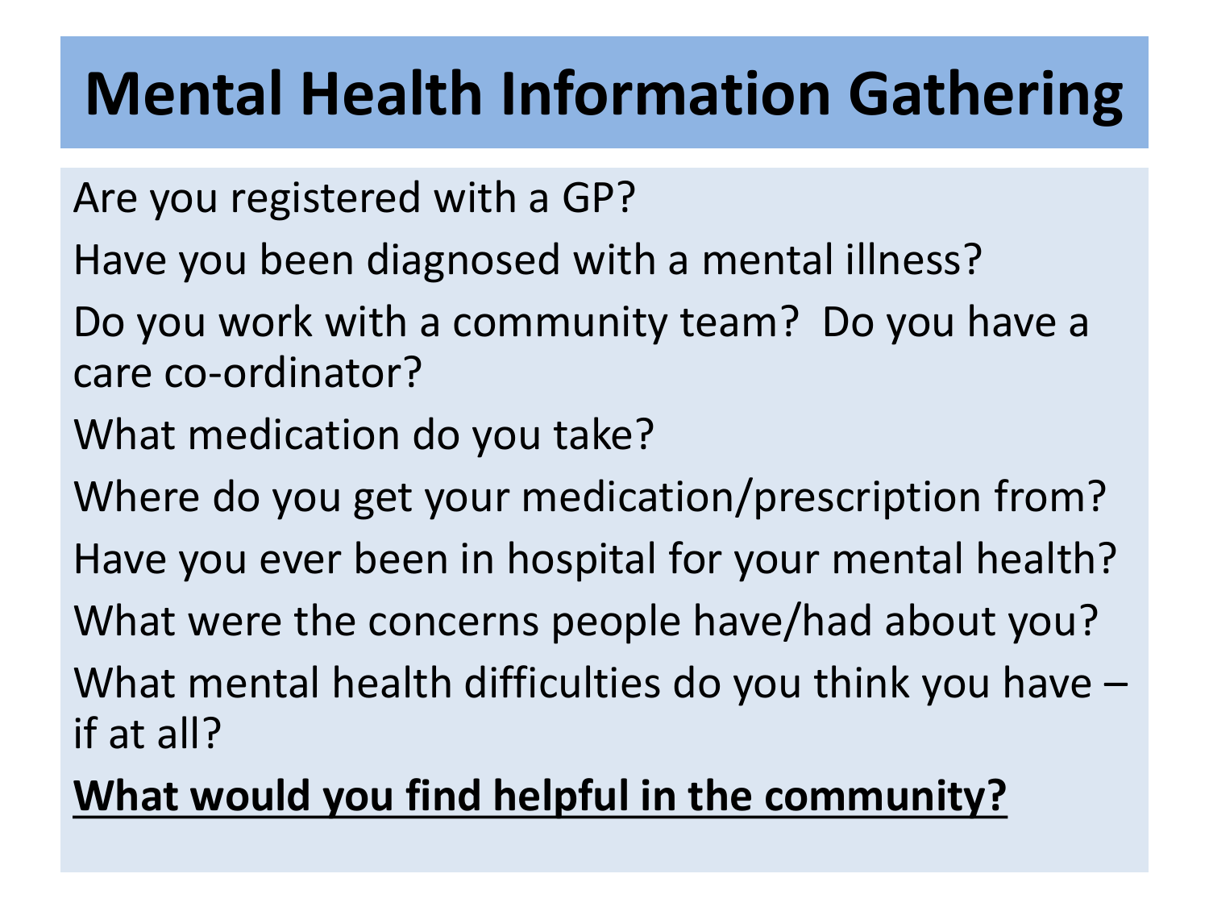# Mental Health Information Gathering

Are you registered with a GP?

Have you been diagnosed with a mental illness?

Do you work with a community team? Do you have a care co-ordinator?

What medication do you take?

Where do you get your medication/prescription from?

Have you ever been in hospital for your mental health?

What were the concerns people have/had about you?

What mental health difficulties do you think you have – if at all?

<u>**What would you find helpful in the community?**</u>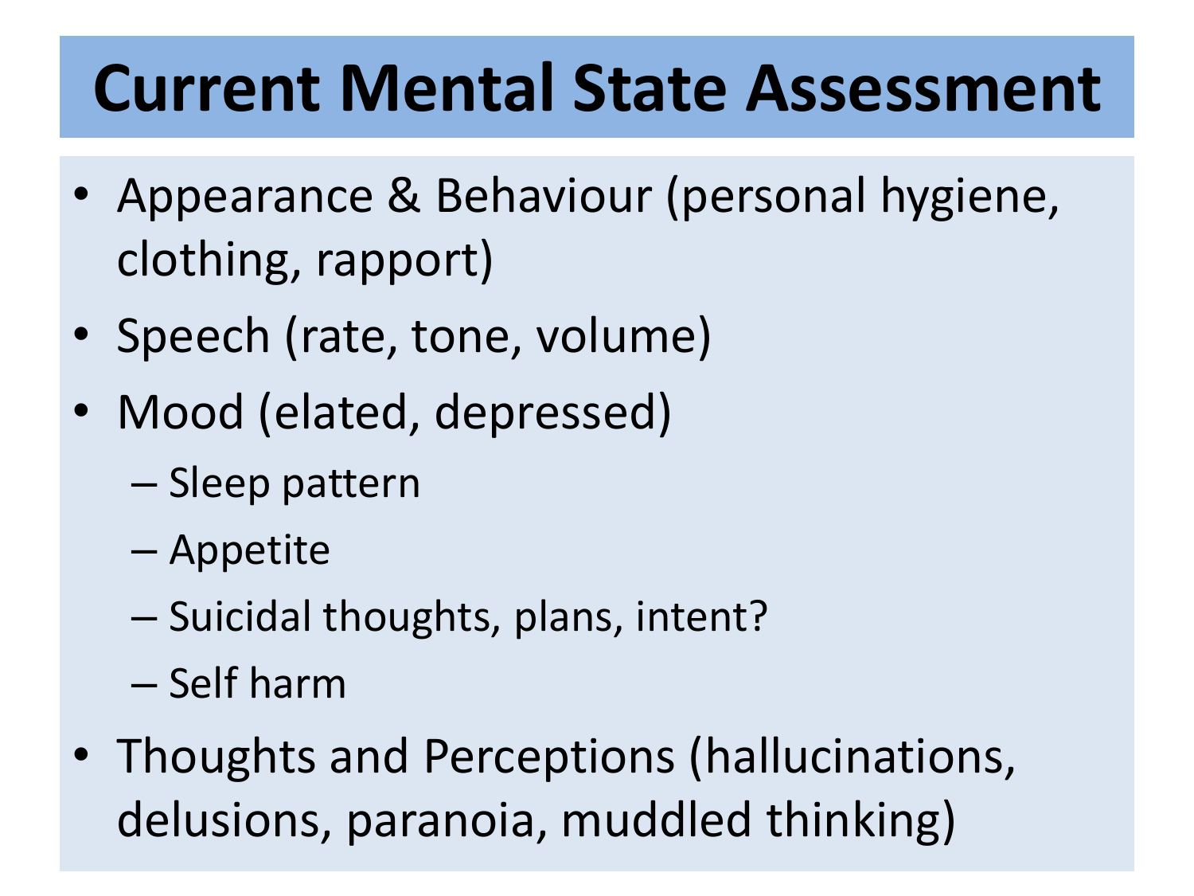# Current Mental State Assessment

- Appearance & Behaviour (personal hygiene, clothing, rapport)
- Speech (rate, tone, volume)
- Mood (elated, depressed)
  - Sleep pattern
  - Appetite
  - Suicidal thoughts, plans, intent?
  - Self harm
- Thoughts and Perceptions (hallucinations, delusions, paranoia, muddled thinking)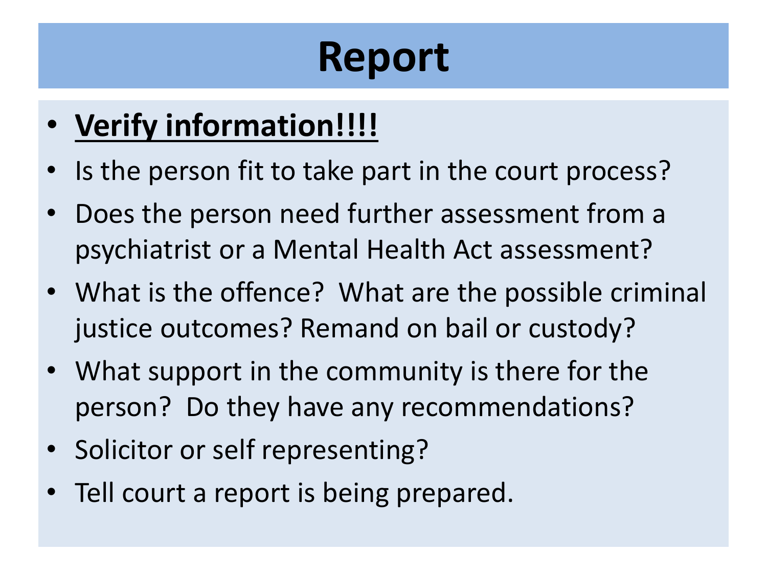# Report

- <u>**Verify information!!!!**</u>
- Is the person fit to take part in the court process?
- Does the person need further assessment from a psychiatrist or a Mental Health Act assessment?
- What is the offence? What are the possible criminal justice outcomes? Remand on bail or custody?
- What support in the community is there for the person? Do they have any recommendations?
- Solicitor or self representing?
- Tell court a report is being prepared.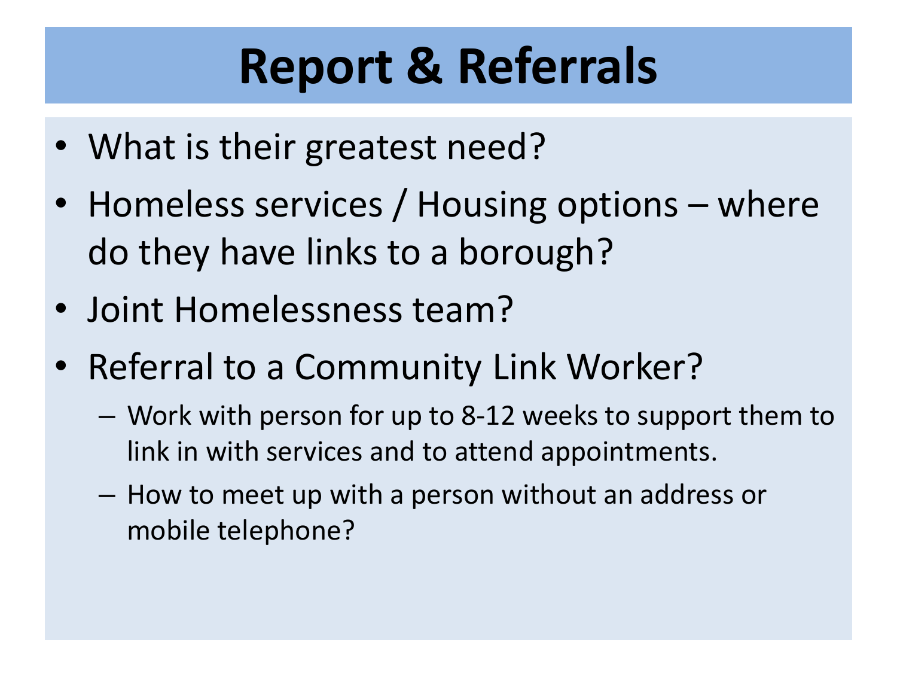# Report & Referrals

- What is their greatest need?
- Homeless services / Housing options – where do they have links to a borough?
- Joint Homelessness team?
- Referral to a Community Link Worker?
  - Work with person for up to 8-12 weeks to support them to link in with services and to attend appointments.
  - How to meet up with a person without an address or mobile telephone?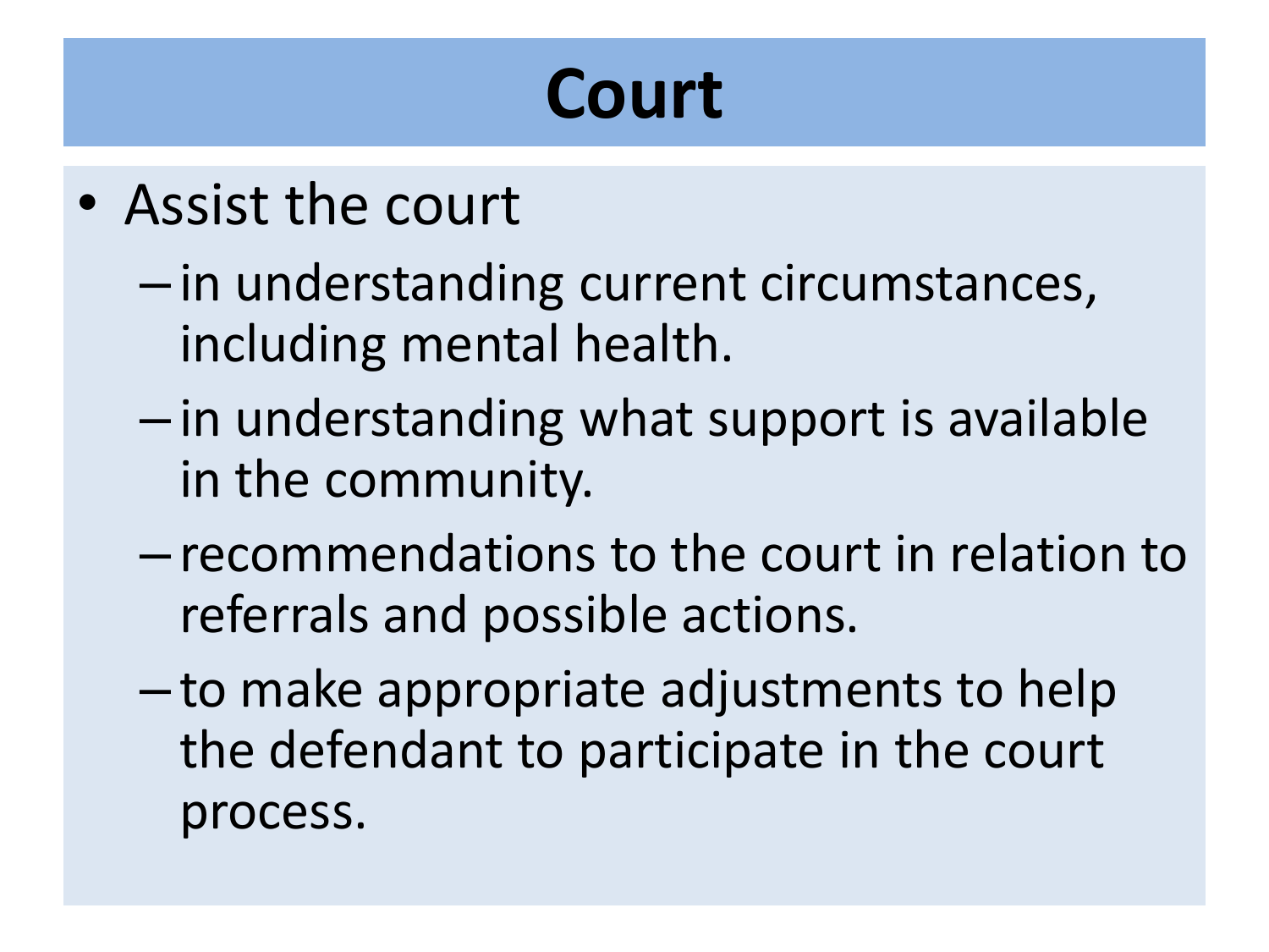# Court

- Assist the court
  - in understanding current circumstances, including mental health.
  - in understanding what support is available in the community.
  - recommendations to the court in relation to referrals and possible actions.
  - to make appropriate adjustments to help the defendant to participate in the court process.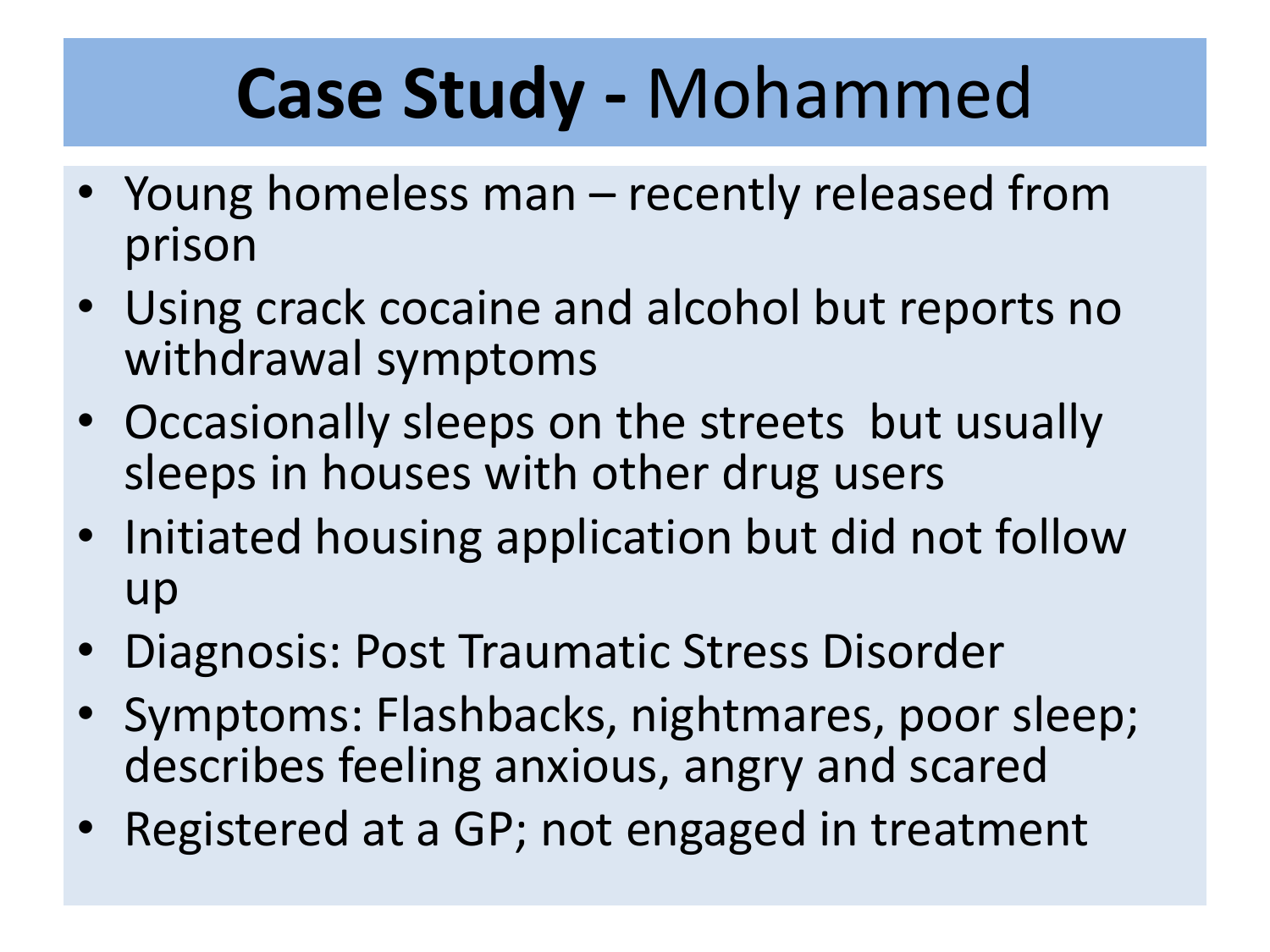# **Case Study -** Mohammed

- Young homeless man – recently released from prison
- Using crack cocaine and alcohol but reports no withdrawal symptoms
- Occasionally sleeps on the streets  but usually sleeps in houses with other drug users
- Initiated housing application but did not follow up
- Diagnosis: Post Traumatic Stress Disorder
- Symptoms: Flashbacks, nightmares, poor sleep; describes feeling anxious, angry and scared
- Registered at a GP; not engaged in treatment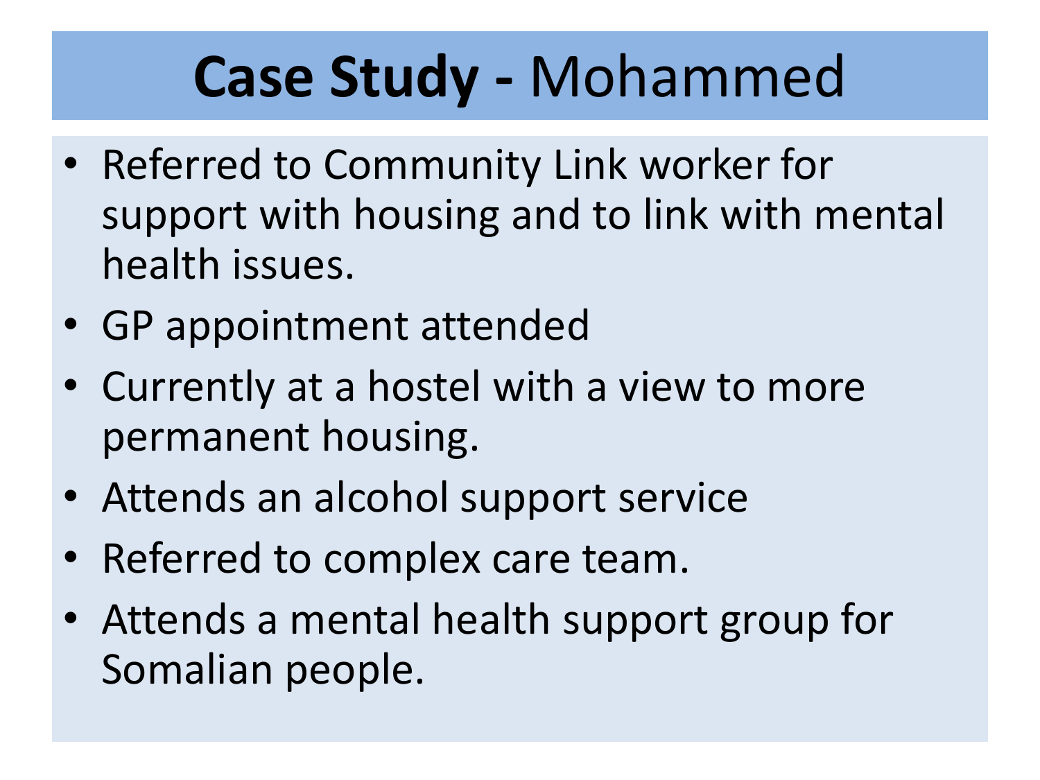# **Case Study -** Mohammed

- Referred to Community Link worker for support with housing and to link with mental health issues.
- GP appointment attended
- Currently at a hostel with a view to more permanent housing.
- Attends an alcohol support service
- Referred to complex care team.
- Attends a mental health support group for Somalian people.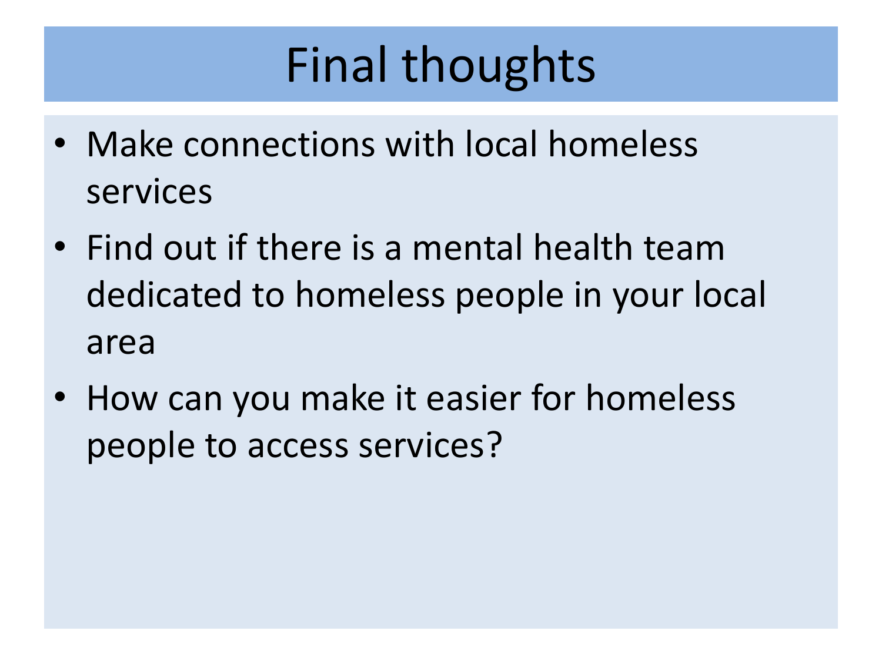# Final thoughts

- Make connections with local homeless services
- Find out if there is a mental health team dedicated to homeless people in your local area
- How can you make it easier for homeless people to access services?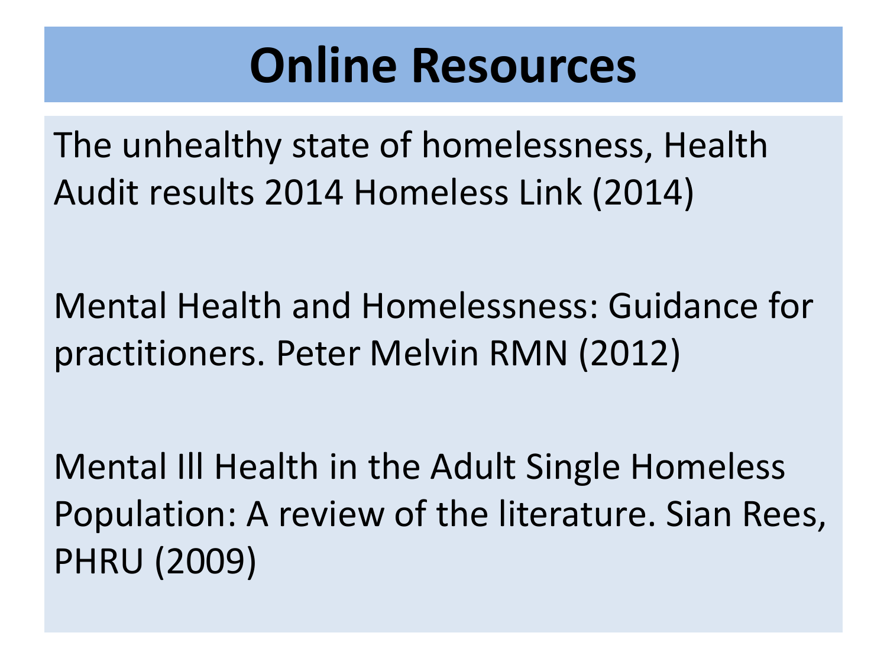# Online Resources

The unhealthy state of homelessness, Health Audit results 2014 Homeless Link (2014)

Mental Health and Homelessness: Guidance for practitioners. Peter Melvin RMN (2012)

Mental Ill Health in the Adult Single Homeless Population: A review of the literature. Sian Rees, PHRU (2009)